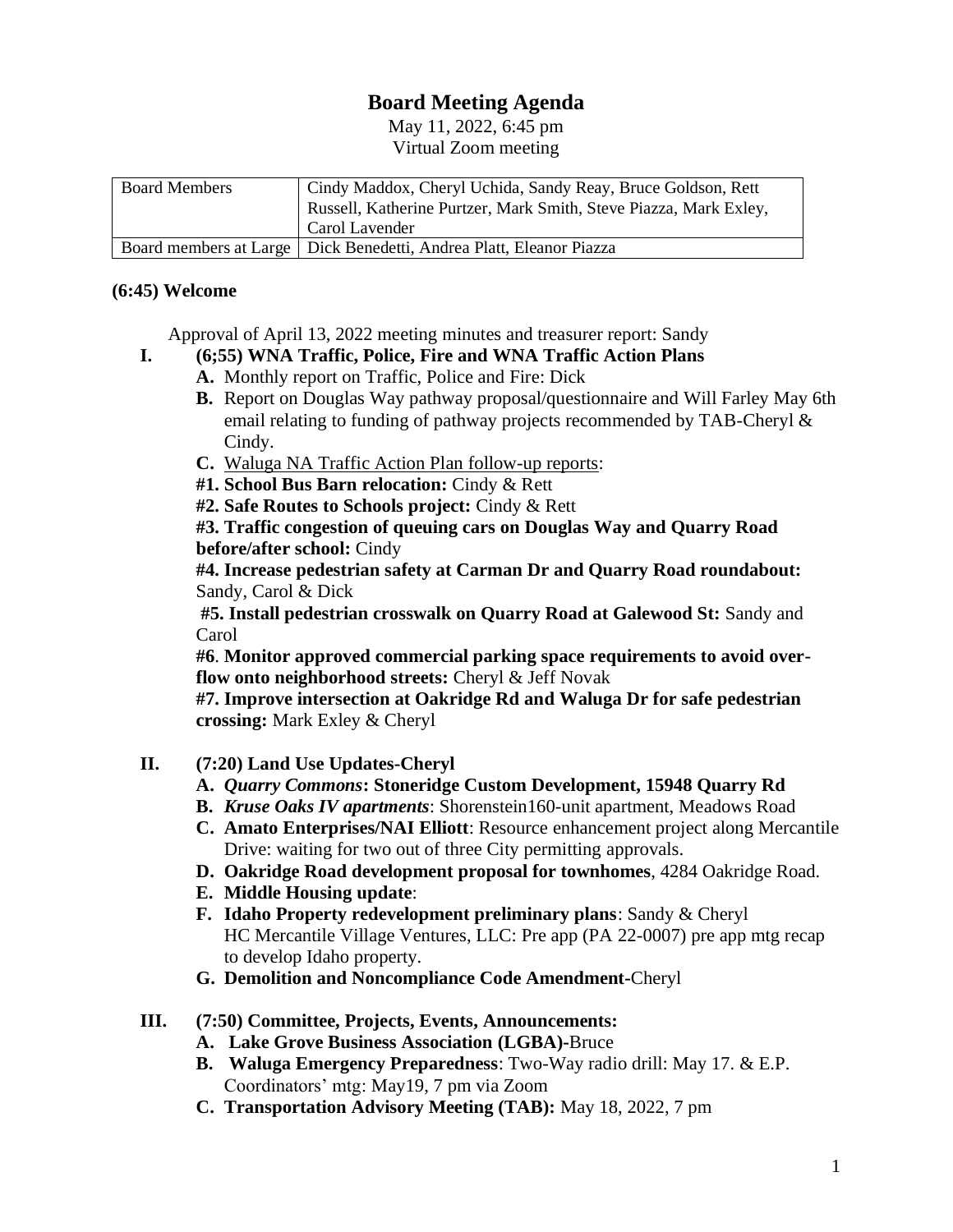# Board Meeting Agenda

May 11, 2022, 6:45 pm
Virtual Zoom meeting

| Board Members | Cindy Maddox, Cheryl Uchida, Sandy Reay, Bruce Goldson, Rett Russell, Katherine Purtzer, Mark Smith, Steve Piazza, Mark Exley, Carol Lavender |
|---|---|
| Board members at Large | Dick Benedetti, Andrea Platt, Eleanor Piazza |

**(6:45) Welcome**

Approval of April 13, 2022 meeting minutes and treasurer report: Sandy

**I. (6;55) WNA Traffic, Police, Fire and WNA Traffic Action Plans**

- **A.** Monthly report on Traffic, Police and Fire: Dick
- **B.** Report on Douglas Way pathway proposal/questionnaire and Will Farley May 6th email relating to funding of pathway projects recommended by TAB-Cheryl & Cindy.
- **C.** Waluga NA Traffic Action Plan follow-up reports:

**#1. School Bus Barn relocation:** Cindy & Rett

**#2. Safe Routes to Schools project:** Cindy & Rett

**#3. Traffic congestion of queuing cars on Douglas Way and Quarry Road before/after school:** Cindy

**#4. Increase pedestrian safety at Carman Dr and Quarry Road roundabout:** Sandy, Carol & Dick

**#5. Install pedestrian crosswalk on Quarry Road at Galewood St:** Sandy and Carol

**#6**. **Monitor approved commercial parking space requirements to avoid over-flow onto neighborhood streets:** Cheryl & Jeff Novak

**#7. Improve intersection at Oakridge Rd and Waluga Dr for safe pedestrian crossing:** Mark Exley & Cheryl

**II. (7:20) Land Use Updates-Cheryl**

- **A.** ***Quarry Commons*****: Stoneridge Custom Development, 15948 Quarry Rd**
- **B.** ***Kruse Oaks IV apartments***: Shorenstein160-unit apartment, Meadows Road
- **C. Amato Enterprises/NAI Elliott**: Resource enhancement project along Mercantile Drive: waiting for two out of three City permitting approvals.
- **D. Oakridge Road development proposal for townhomes**, 4284 Oakridge Road.
- **E. Middle Housing update**:
- **F. Idaho Property redevelopment preliminary plans**: Sandy & Cheryl
  HC Mercantile Village Ventures, LLC: Pre app (PA 22-0007) pre app mtg recap to develop Idaho property.
- **G. Demolition and Noncompliance Code Amendment**-Cheryl

**III. (7:50) Committee, Projects, Events, Announcements:**

- **A. Lake Grove Business Association (LGBA)-**Bruce
- **B. Waluga Emergency Preparedness**: Two-Way radio drill: May 17. & E.P. Coordinators' mtg: May19, 7 pm via Zoom
- **C. Transportation Advisory Meeting (TAB):** May 18, 2022, 7 pm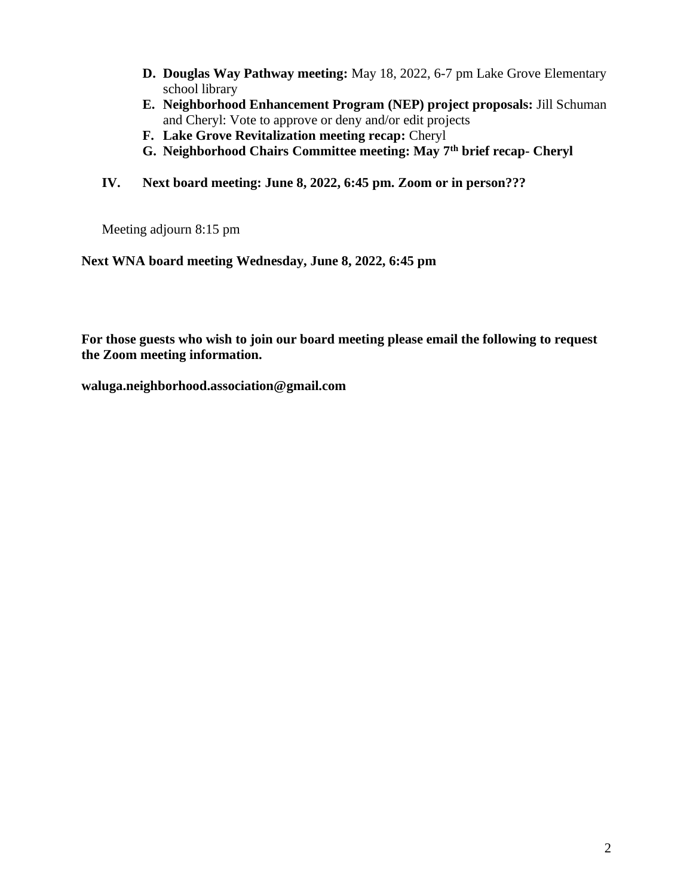- **D. Douglas Way Pathway meeting:** May 18, 2022, 6-7 pm Lake Grove Elementary school library
- **E. Neighborhood Enhancement Program (NEP) project proposals:** Jill Schuman and Cheryl: Vote to approve or deny and/or edit projects
- **F. Lake Grove Revitalization meeting recap:** Cheryl
- **G. Neighborhood Chairs Committee meeting: May 7th brief recap- Cheryl**

**IV. Next board meeting: June 8, 2022, 6:45 pm. Zoom or in person???**

Meeting adjourn 8:15 pm

**Next WNA board meeting Wednesday, June 8, 2022, 6:45 pm**

**For those guests who wish to join our board meeting please email the following to request the Zoom meeting information.**

**waluga.neighborhood.association@gmail.com**